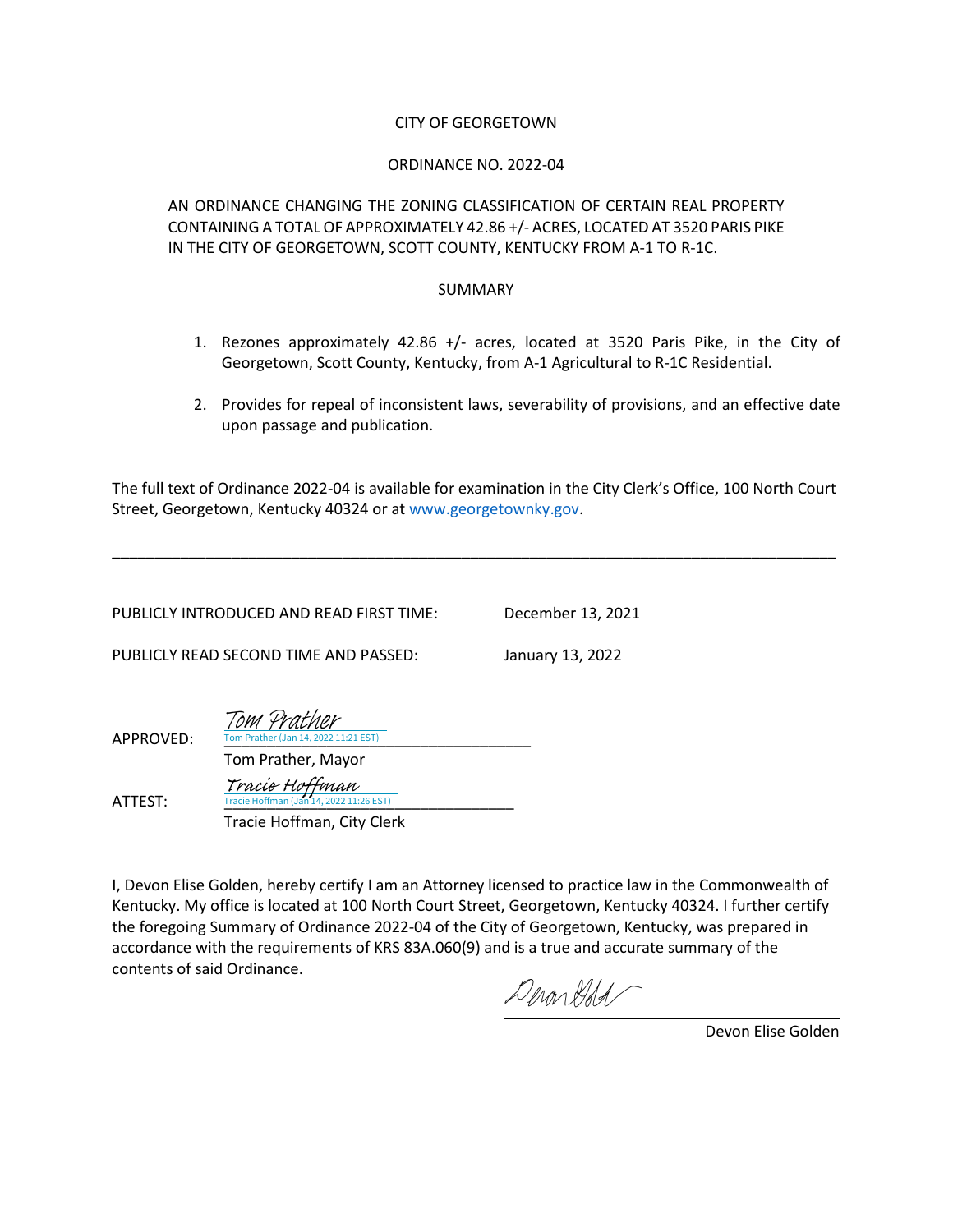CITY OF GEORGETOWN

ORDINANCE NO. 2022-04

AN ORDINANCE CHANGING THE ZONING CLASSIFICATION OF CERTAIN REAL PROPERTY CONTAINING A TOTAL OF APPROXIMATELY 42.86 +/- ACRES, LOCATED AT 3520 PARIS PIKE IN THE CITY OF GEORGETOWN, SCOTT COUNTY, KENTUCKY FROM A-1 TO R-1C.

SUMMARY

1. Rezones approximately 42.86 +/- acres, located at 3520 Paris Pike, in the City of Georgetown, Scott County, Kentucky, from A-1 Agricultural to R-1C Residential.
2. Provides for repeal of inconsistent laws, severability of provisions, and an effective date upon passage and publication.

The full text of Ordinance 2022-04 is available for examination in the City Clerk's Office, 100 North Court Street, Georgetown, Kentucky 40324 or at www.georgetownky.gov.

---

PUBLICLY INTRODUCED AND READ FIRST TIME: December 13, 2021

PUBLICLY READ SECOND TIME AND PASSED: January 13, 2022

APPROVED: Tom Prather
Tom Prather (Jan 14, 2022 11:21 EST)
Tom Prather, Mayor

ATTEST: Tracie Hoffman
Tracie Hoffman (Jan 14, 2022 11:26 EST)
Tracie Hoffman, City Clerk

I, Devon Elise Golden, hereby certify I am an Attorney licensed to practice law in the Commonwealth of Kentucky. My office is located at 100 North Court Street, Georgetown, Kentucky 40324. I further certify the foregoing Summary of Ordinance 2022-04 of the City of Georgetown, Kentucky, was prepared in accordance with the requirements of KRS 83A.060(9) and is a true and accurate summary of the contents of said Ordinance.

Devon Elise Golden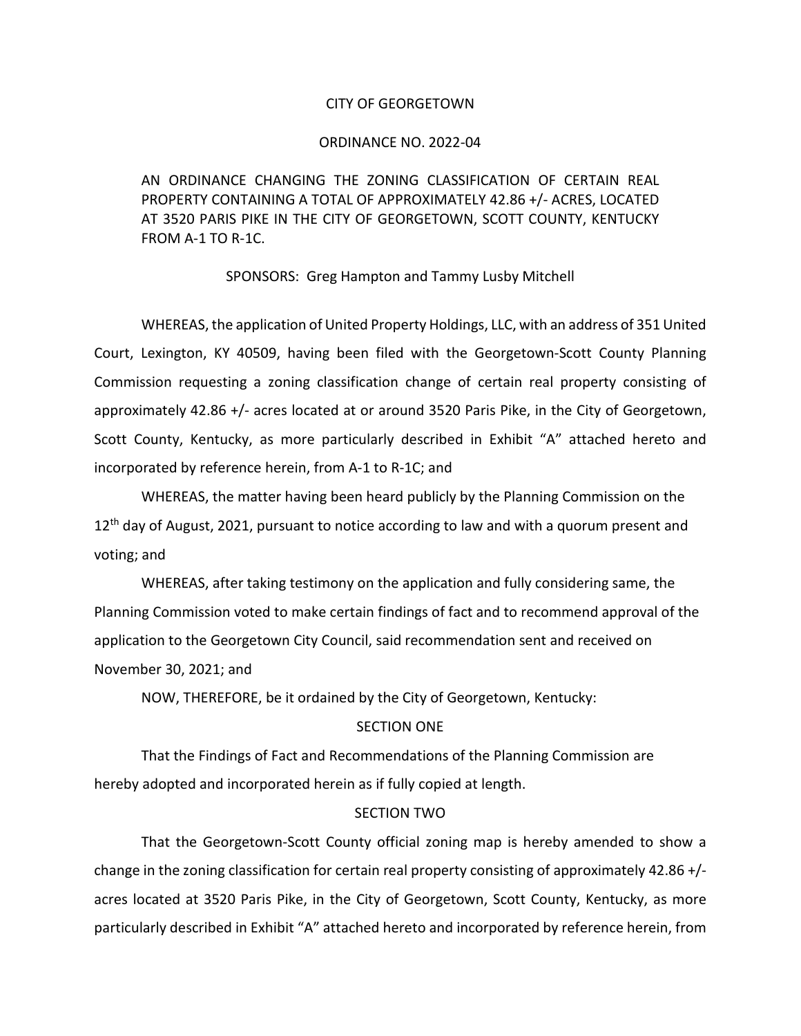CITY OF GEORGETOWN

ORDINANCE NO. 2022-04

AN ORDINANCE CHANGING THE ZONING CLASSIFICATION OF CERTAIN REAL PROPERTY CONTAINING A TOTAL OF APPROXIMATELY 42.86 +/- ACRES, LOCATED AT 3520 PARIS PIKE IN THE CITY OF GEORGETOWN, SCOTT COUNTY, KENTUCKY FROM A-1 TO R-1C.

SPONSORS: Greg Hampton and Tammy Lusby Mitchell

WHEREAS, the application of United Property Holdings, LLC, with an address of 351 United Court, Lexington, KY 40509, having been filed with the Georgetown-Scott County Planning Commission requesting a zoning classification change of certain real property consisting of approximately 42.86 +/- acres located at or around 3520 Paris Pike, in the City of Georgetown, Scott County, Kentucky, as more particularly described in Exhibit "A" attached hereto and incorporated by reference herein, from A-1 to R-1C; and

WHEREAS, the matter having been heard publicly by the Planning Commission on the 12th day of August, 2021, pursuant to notice according to law and with a quorum present and voting; and

WHEREAS, after taking testimony on the application and fully considering same, the Planning Commission voted to make certain findings of fact and to recommend approval of the application to the Georgetown City Council, said recommendation sent and received on November 30, 2021; and

NOW, THEREFORE, be it ordained by the City of Georgetown, Kentucky:

SECTION ONE

That the Findings of Fact and Recommendations of the Planning Commission are hereby adopted and incorporated herein as if fully copied at length.

SECTION TWO

That the Georgetown-Scott County official zoning map is hereby amended to show a change in the zoning classification for certain real property consisting of approximately 42.86 +/- acres located at 3520 Paris Pike, in the City of Georgetown, Scott County, Kentucky, as more particularly described in Exhibit "A" attached hereto and incorporated by reference herein, from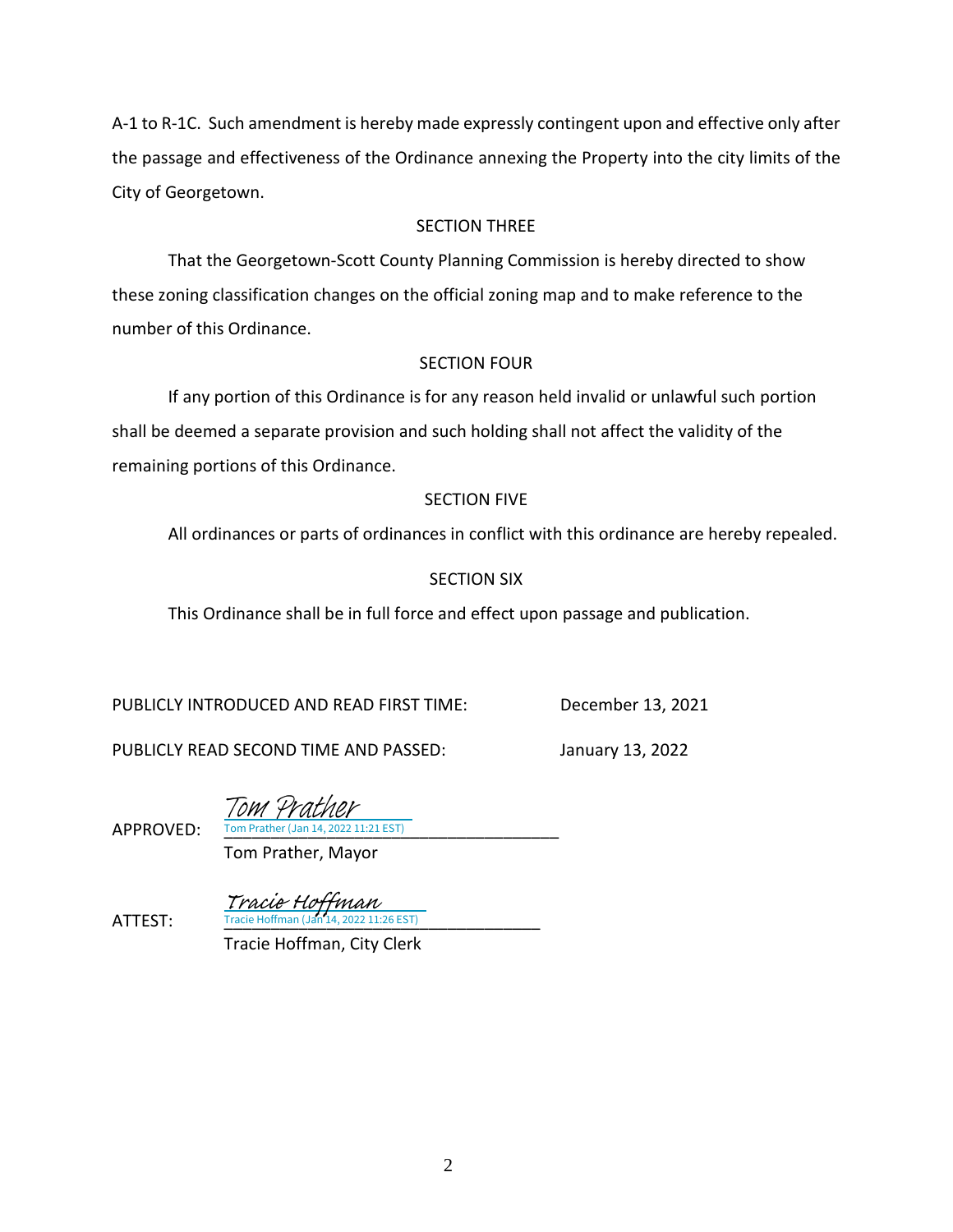A-1 to R-1C. Such amendment is hereby made expressly contingent upon and effective only after the passage and effectiveness of the Ordinance annexing the Property into the city limits of the City of Georgetown.

SECTION THREE

That the Georgetown-Scott County Planning Commission is hereby directed to show these zoning classification changes on the official zoning map and to make reference to the number of this Ordinance.

SECTION FOUR

If any portion of this Ordinance is for any reason held invalid or unlawful such portion shall be deemed a separate provision and such holding shall not affect the validity of the remaining portions of this Ordinance.

SECTION FIVE

All ordinances or parts of ordinances in conflict with this ordinance are hereby repealed.

SECTION SIX

This Ordinance shall be in full force and effect upon passage and publication.

PUBLICLY INTRODUCED AND READ FIRST TIME: December 13, 2021

PUBLICLY READ SECOND TIME AND PASSED: January 13, 2022

APPROVED: Tom Prather
Tom Prather (Jan 14, 2022 11:21 EST)
Tom Prather, Mayor

ATTEST: Tracie Hoffman
Tracie Hoffman (Jan 14, 2022 11:26 EST)
Tracie Hoffman, City Clerk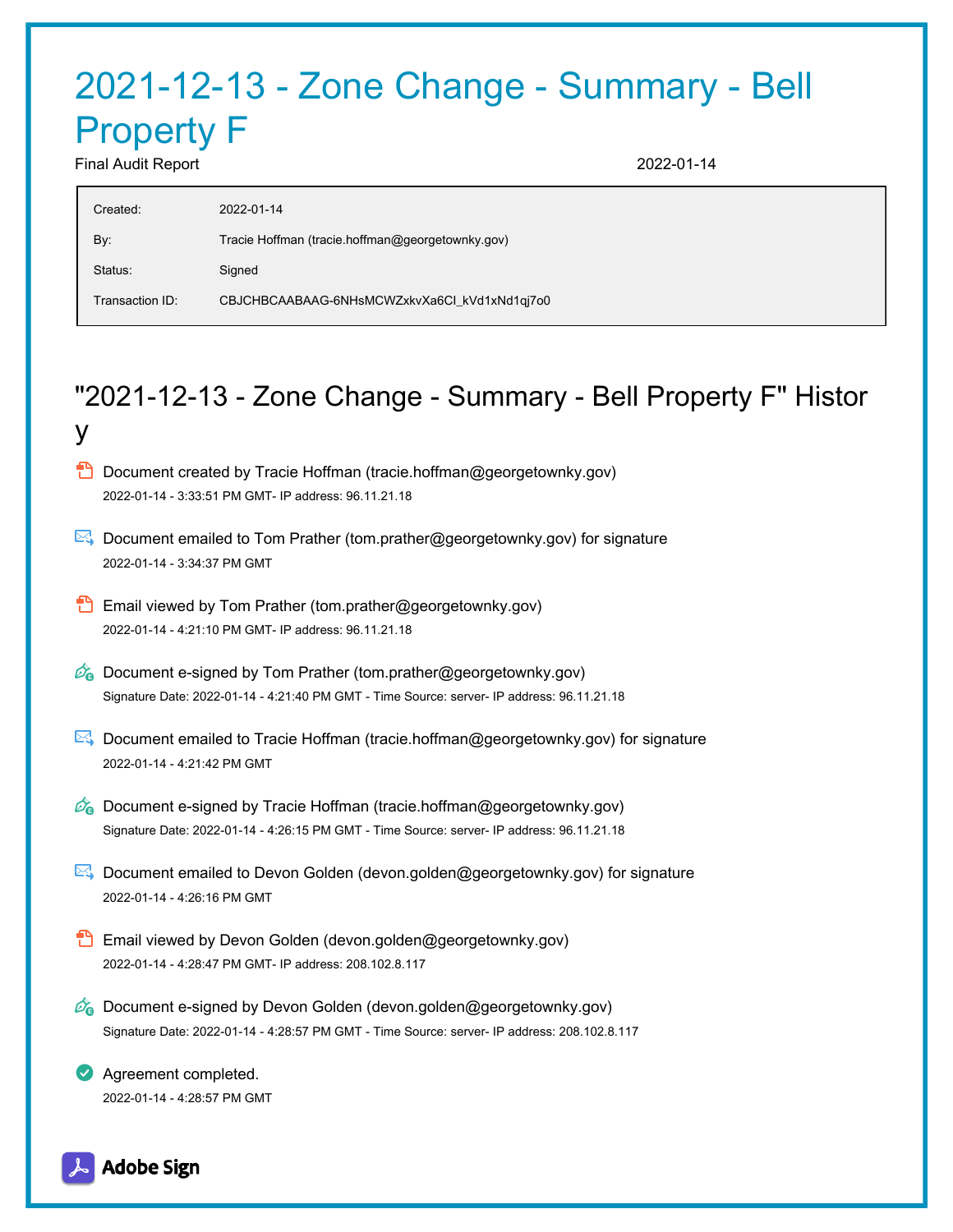# 2021-12-13 - Zone Change - Summary - Bell Property F

Final Audit Report 2022-01-14

| | |
|---|---|
| Created: | 2022-01-14 |
| By: | Tracie Hoffman (tracie.hoffman@georgetownky.gov) |
| Status: | Signed |
| Transaction ID: | CBJCHBCAABAAG-6NHsMCWZxkvXa6CI_kVd1xNd1qj7o0 |

## "2021-12-13 - Zone Change - Summary - Bell Property F" History

- Document created by Tracie Hoffman (tracie.hoffman@georgetownky.gov)
  2022-01-14 - 3:33:51 PM GMT- IP address: 96.11.21.18

- Document emailed to Tom Prather (tom.prather@georgetownky.gov) for signature
  2022-01-14 - 3:34:37 PM GMT

- Email viewed by Tom Prather (tom.prather@georgetownky.gov)
  2022-01-14 - 4:21:10 PM GMT- IP address: 96.11.21.18

- Document e-signed by Tom Prather (tom.prather@georgetownky.gov)
  Signature Date: 2022-01-14 - 4:21:40 PM GMT - Time Source: server- IP address: 96.11.21.18

- Document emailed to Tracie Hoffman (tracie.hoffman@georgetownky.gov) for signature
  2022-01-14 - 4:21:42 PM GMT

- Document e-signed by Tracie Hoffman (tracie.hoffman@georgetownky.gov)
  Signature Date: 2022-01-14 - 4:26:15 PM GMT - Time Source: server- IP address: 96.11.21.18

- Document emailed to Devon Golden (devon.golden@georgetownky.gov) for signature
  2022-01-14 - 4:26:16 PM GMT

- Email viewed by Devon Golden (devon.golden@georgetownky.gov)
  2022-01-14 - 4:28:47 PM GMT- IP address: 208.102.8.117

- Document e-signed by Devon Golden (devon.golden@georgetownky.gov)
  Signature Date: 2022-01-14 - 4:28:57 PM GMT - Time Source: server- IP address: 208.102.8.117

- Agreement completed.
  2022-01-14 - 4:28:57 PM GMT

Adobe Sign